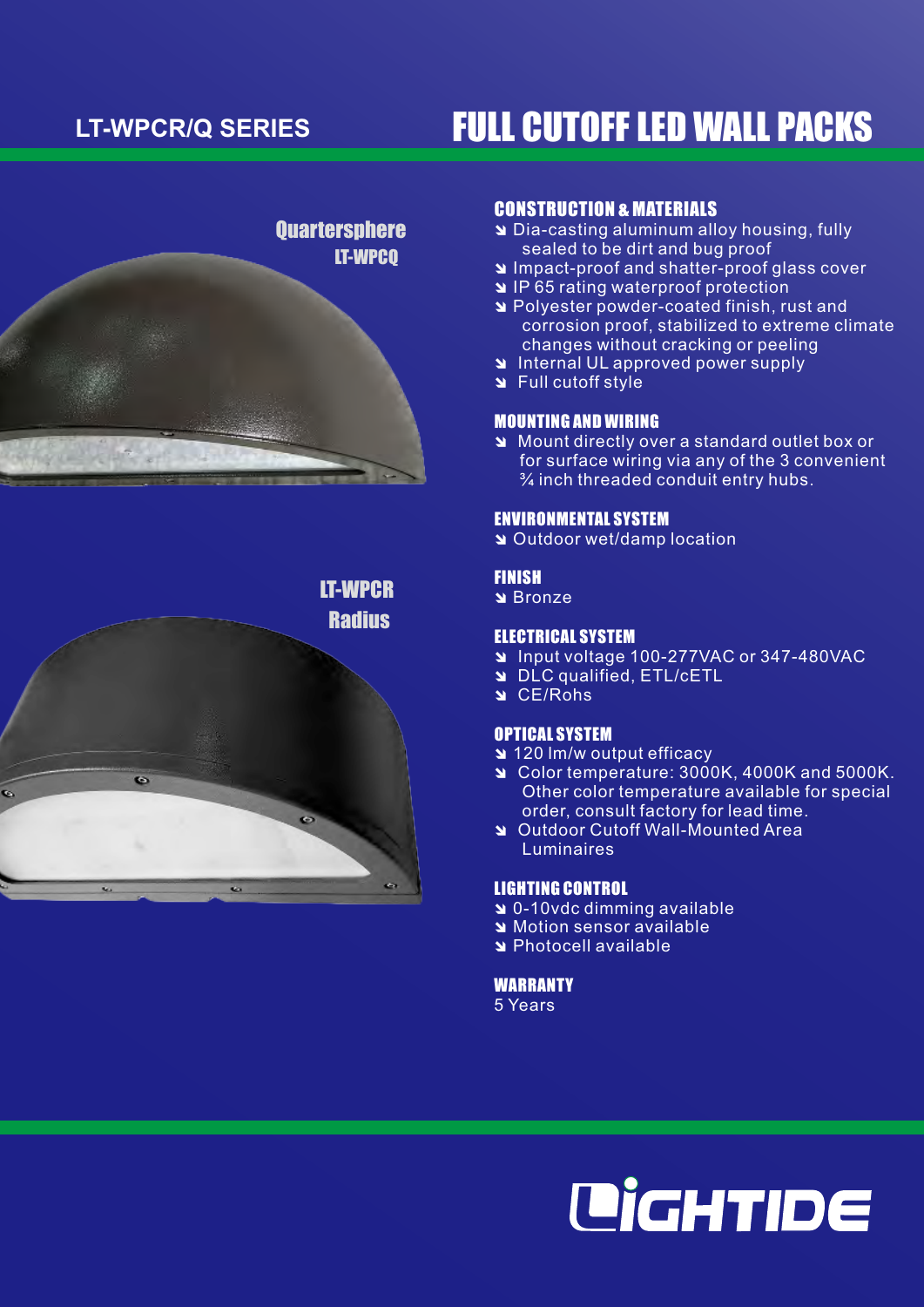# LT-WPCR/Q SERIES

# FULL CUTOFF LED WALL PACKS

Quartersphere
LT-WPCQ

LT-WPCR
Radius

## CONSTRUCTION & MATERIALS

- Dia-casting aluminum alloy housing, fully sealed to be dirt and bug proof
- Impact-proof and shatter-proof glass cover
- IP 65 rating waterproof protection
- Polyester powder-coated finish, rust and corrosion proof, stabilized to extreme climate changes without cracking or peeling
- Internal UL approved power supply
- Full cutoff style

## MOUNTING AND WIRING

- Mount directly over a standard outlet box or for surface wiring via any of the 3 convenient ¾ inch threaded conduit entry hubs.

## ENVIRONMENTAL SYSTEM

- Outdoor wet/damp location

## FINISH

- Bronze

## ELECTRICAL SYSTEM

- Input voltage 100-277VAC or 347-480VAC
- DLC qualified, ETL/cETL
- CE/Rohs

## OPTICAL SYSTEM

- 120 lm/w output efficacy
- Color temperature: 3000K, 4000K and 5000K. Other color temperature available for special order, consult factory for lead time.
- Outdoor Cutoff Wall-Mounted Area Luminaires

## LIGHTING CONTROL

- 0-10vdc dimming available
- Motion sensor available
- Photocell available

## WARRANTY

5 Years

LIGHTIDE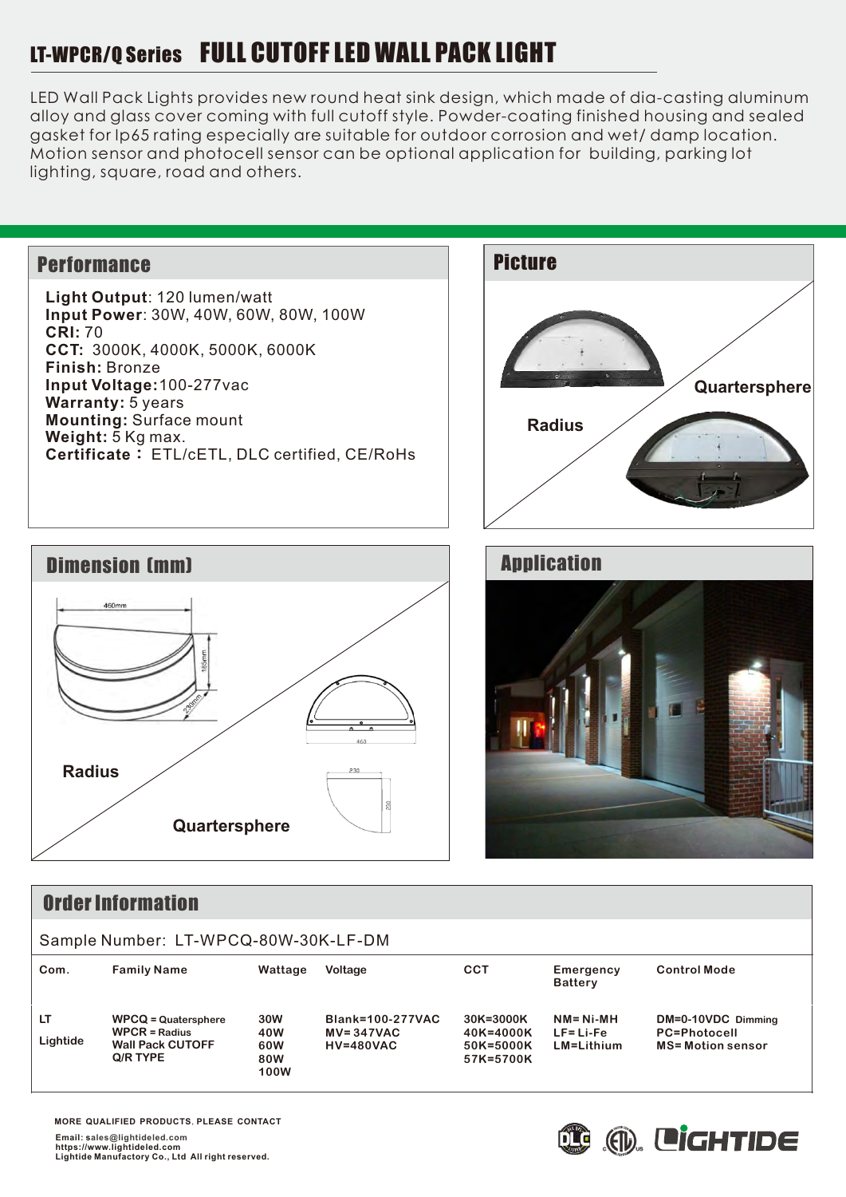# LT-WPCR/Q Series FULL CUTOFF LED WALL PACK LIGHT

LED Wall Pack Lights provides new round heat sink design, which made of dia-casting aluminum alloy and glass cover coming with full cutoff style. Powder-coating finished housing and sealed gasket for Ip65 rating especially are suitable for outdoor corrosion and wet/ damp location. Motion sensor and photocell sensor can be optional application for building, parking lot lighting, square, road and others.

## Performance

**Light Output**: 120 lumen/watt
**Input Power**: 30W, 40W, 60W, 80W, 100W
**CRI:** 70
**CCT:** 3000K, 4000K, 5000K, 6000K
**Finish:** Bronze
**Input Voltage:**100-277vac
**Warranty:** 5 years
**Mounting:** Surface mount
**Weight:** 5 Kg max.
**Certificate：** ETL/cETL, DLC certified, CE/RoHs

## Picture

Quartersphere

Radius

## Dimension (mm)

460mm

185mm

230mm

460

230

230

Radius

Quartersphere

## Application

## Order Information

Sample Number: LT-WPCQ-80W-30K-LF-DM

| Com. | Family Name | Wattage | Voltage | CCT | Emergency Battery | Control Mode |
|---|---|---|---|---|---|---|
| LT<br>Lightide | WPCQ = Quatersphere<br>WPCR = Radius<br>Wall Pack CUTOFF<br>Q/R TYPE | 30W<br>40W<br>60W<br>80W<br>100W | Blank=100-277VAC<br>MV= 347VAC<br>HV=480VAC | 30K=3000K<br>40K=4000K<br>50K=5000K<br>57K=5700K | NM= Ni-MH<br>LF= Li-Fe<br>LM=Lithium | DM=0-10VDC Dimming<br>PC=Photocell<br>MS= Motion sensor |

MORE QUALIFIED PRODUCTS, PLEASE CONTACT

Email: sales@lightideled.com
https://www.lightideled.com
Lightide Manufactory Co., Ltd All right reserved.

LIGHTIDE